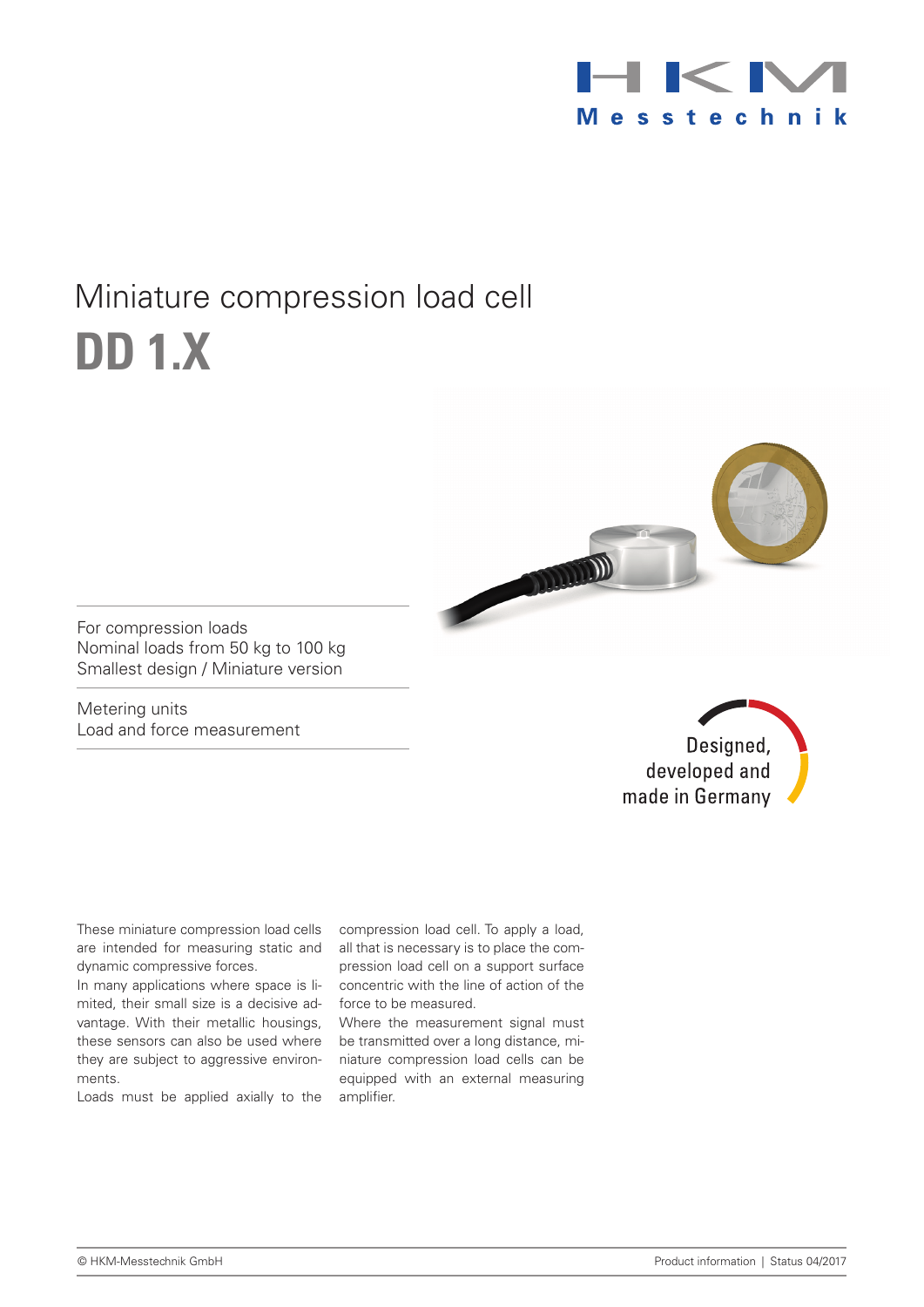HKM Messtechnik

# Miniature compression load cell

# DD 1.X

For compression loads
Nominal loads from 50 kg to 100 kg
Smallest design / Miniature version

Metering units
Load and force measurement

Designed, developed and made in Germany

These miniature compression load cells are intended for measuring static and dynamic compressive forces.
In many applications where space is limited, their small size is a decisive advantage. With their metallic housings, these sensors can also be used where they are subject to aggressive environments.
Loads must be applied axially to the compression load cell. To apply a load, all that is necessary is to place the compression load cell on a support surface concentric with the line of action of the force to be measured.
Where the measurement signal must be transmitted over a long distance, miniature compression load cells can be equipped with an external measuring amplifier.

© HKM-Messtechnik GmbH | Product information | Status 04/2017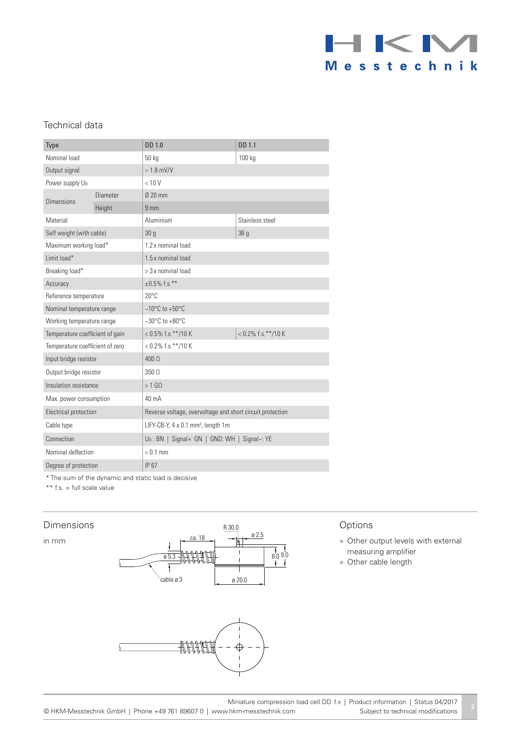## Technical data

| Type | | DD 1.0 | DD 1.1 |
|---|---|---|---|
| Nominal load | | 50 kg | 100 kg |
| Output signal | | ≈ 1.8 mV/V | |
| Power supply $U_b$ | | < 10 V | |
| Dimensions | Diameter | Ø 20 mm | |
| | Height | 9 mm | |
| Material | | Aluminium | Stainless steel |
| Self weight (with cable) | | 30 g | 36 g |
| Maximum working load* | | 1.2 x nominal load | |
| Limit load* | | 1.5 x nominal load | |
| Breaking load* | | > 3 x nominal load | |
| Accuracy | | ±0.5% f.s.** | |
| Reference temperature | | 20°C | |
| Nominal temperature range | | −10°C to +50°C | |
| Working temperature range | | −30°C to +80°C | |
| Temperature coefficient of gain | | < 0.5% f.s.**/10 K | < 0.2% f.s.**/10 K |
| Temperature coefficient of zero | | < 0.2% f.s.**/10 K | |
| Input bridge resistor | | 400 Ω | |
| Output bridge resistor | | 350 Ω | |
| Insulation resistance | | > 1 GΩ | |
| Max. power consumption | | 40 mA | |
| Electrical protection | | Reverse voltage, overvoltage and short circuit protection | |
| Cable type | | LIFY-CB-Y, 4 x 0.1 mm², length 1m | |
| Connection | | $U_b$ : BN \| Signal+: GN \| GND: WH \| Signal−: YE | |
| Nominal deflection | | < 0.1 mm | |
| Degree of protection | | IP 67 | |

* The sum of the dynamic and static load is decisive
** f.s. = full scale value

## Dimensions

in mm

R 30.0
ø 2.5
ca. 18
ø 5.3
8.0
9.0
cable ø 3
ø 20.0

## Options

- Other output levels with external measuring amplifier
- Other cable length